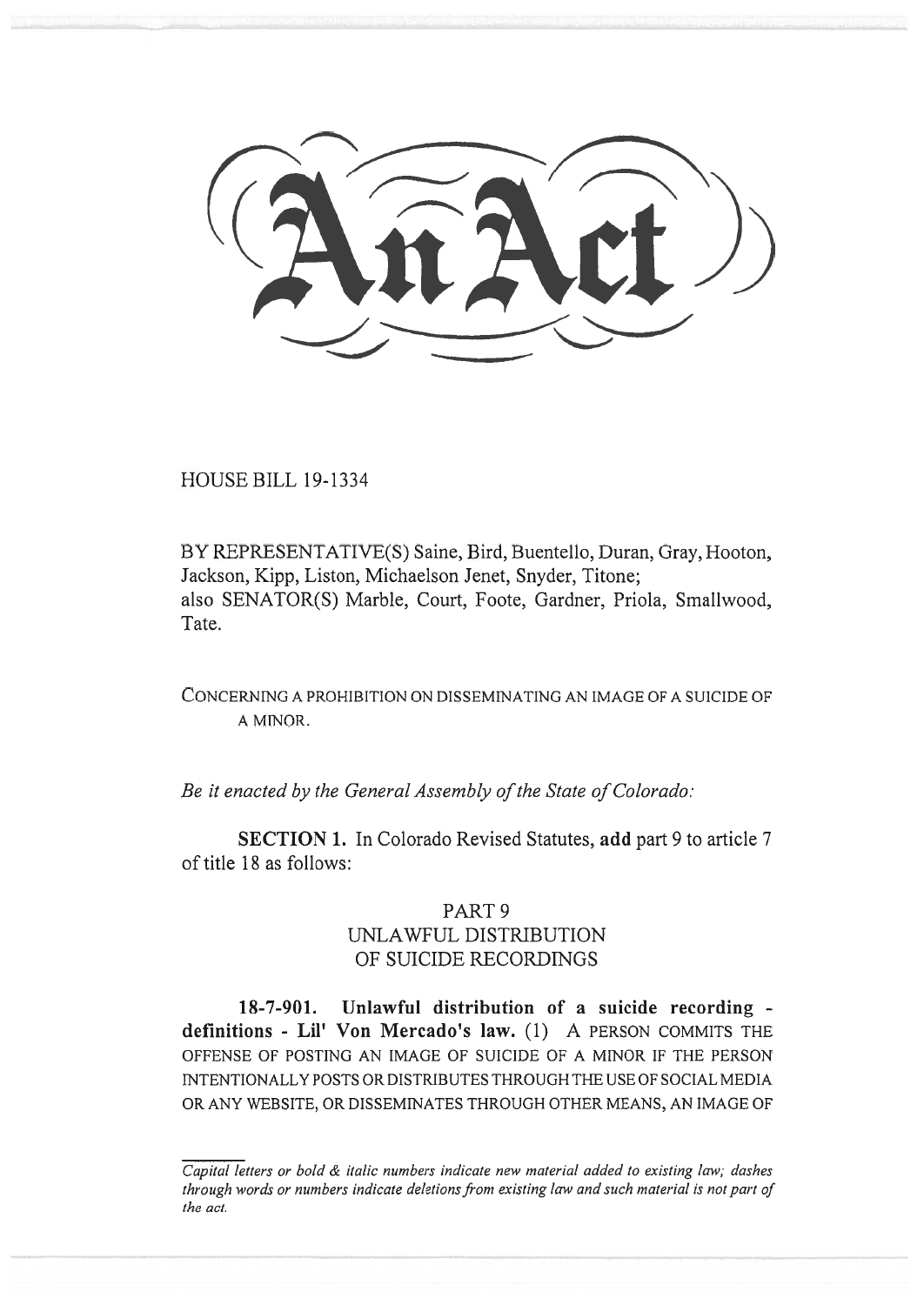# An Act

HOUSE BILL 19-1334

BY REPRESENTATIVE(S) Saine, Bird, Buentello, Duran, Gray, Hooton, Jackson, Kipp, Liston, Michaelson Jenet, Snyder, Titone;
also SENATOR(S) Marble, Court, Foote, Gardner, Priola, Smallwood, Tate.

CONCERNING A PROHIBITION ON DISSEMINATING AN IMAGE OF A SUICIDE OF A MINOR.

*Be it enacted by the General Assembly of the State of Colorado:*

**SECTION 1.** In Colorado Revised Statutes, **add** part 9 to article 7 of title 18 as follows:

PART 9
UNLAWFUL DISTRIBUTION
OF SUICIDE RECORDINGS

**18-7-901. Unlawful distribution of a suicide recording - definitions - Lil' Von Mercado's law.** (1) A PERSON COMMITS THE OFFENSE OF POSTING AN IMAGE OF SUICIDE OF A MINOR IF THE PERSON INTENTIONALLY POSTS OR DISTRIBUTES THROUGH THE USE OF SOCIAL MEDIA OR ANY WEBSITE, OR DISSEMINATES THROUGH OTHER MEANS, AN IMAGE OF

*Capital letters or bold & italic numbers indicate new material added to existing law; dashes through words or numbers indicate deletions from existing law and such material is not part of the act.*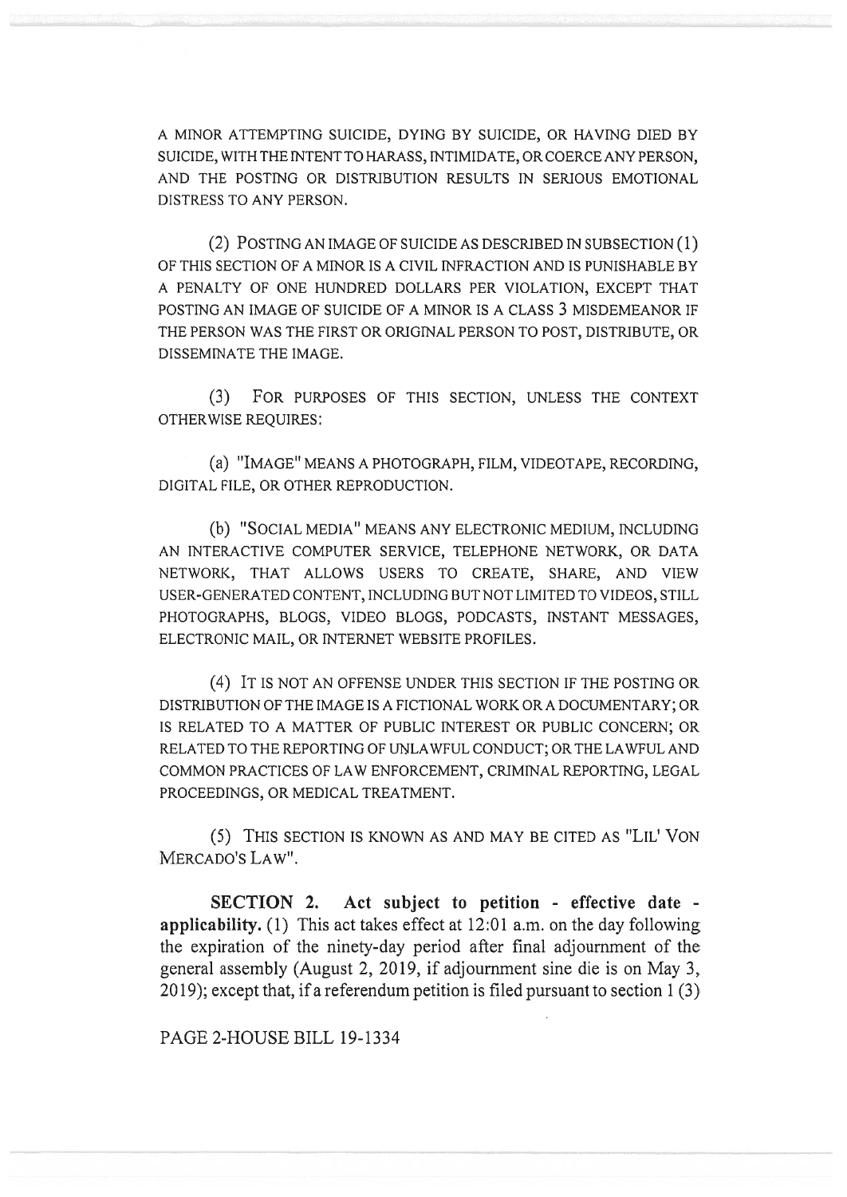A MINOR ATTEMPTING SUICIDE, DYING BY SUICIDE, OR HAVING DIED BY SUICIDE, WITH THE INTENT TO HARASS, INTIMIDATE, OR COERCE ANY PERSON, AND THE POSTING OR DISTRIBUTION RESULTS IN SERIOUS EMOTIONAL DISTRESS TO ANY PERSON.

(2) POSTING AN IMAGE OF SUICIDE AS DESCRIBED IN SUBSECTION (1) OF THIS SECTION OF A MINOR IS A CIVIL INFRACTION AND IS PUNISHABLE BY A PENALTY OF ONE HUNDRED DOLLARS PER VIOLATION, EXCEPT THAT POSTING AN IMAGE OF SUICIDE OF A MINOR IS A CLASS 3 MISDEMEANOR IF THE PERSON WAS THE FIRST OR ORIGINAL PERSON TO POST, DISTRIBUTE, OR DISSEMINATE THE IMAGE.

(3) FOR PURPOSES OF THIS SECTION, UNLESS THE CONTEXT OTHERWISE REQUIRES:

(a) "IMAGE" MEANS A PHOTOGRAPH, FILM, VIDEOTAPE, RECORDING, DIGITAL FILE, OR OTHER REPRODUCTION.

(b) "SOCIAL MEDIA" MEANS ANY ELECTRONIC MEDIUM, INCLUDING AN INTERACTIVE COMPUTER SERVICE, TELEPHONE NETWORK, OR DATA NETWORK, THAT ALLOWS USERS TO CREATE, SHARE, AND VIEW USER-GENERATED CONTENT, INCLUDING BUT NOT LIMITED TO VIDEOS, STILL PHOTOGRAPHS, BLOGS, VIDEO BLOGS, PODCASTS, INSTANT MESSAGES, ELECTRONIC MAIL, OR INTERNET WEBSITE PROFILES.

(4) IT IS NOT AN OFFENSE UNDER THIS SECTION IF THE POSTING OR DISTRIBUTION OF THE IMAGE IS A FICTIONAL WORK OR A DOCUMENTARY; OR IS RELATED TO A MATTER OF PUBLIC INTEREST OR PUBLIC CONCERN; OR RELATED TO THE REPORTING OF UNLAWFUL CONDUCT; OR THE LAWFUL AND COMMON PRACTICES OF LAW ENFORCEMENT, CRIMINAL REPORTING, LEGAL PROCEEDINGS, OR MEDICAL TREATMENT.

(5) THIS SECTION IS KNOWN AS AND MAY BE CITED AS "LIL' VON MERCADO'S LAW".

**SECTION 2. Act subject to petition - effective date - applicability.** (1) This act takes effect at 12:01 a.m. on the day following the expiration of the ninety-day period after final adjournment of the general assembly (August 2, 2019, if adjournment sine die is on May 3, 2019); except that, if a referendum petition is filed pursuant to section 1 (3)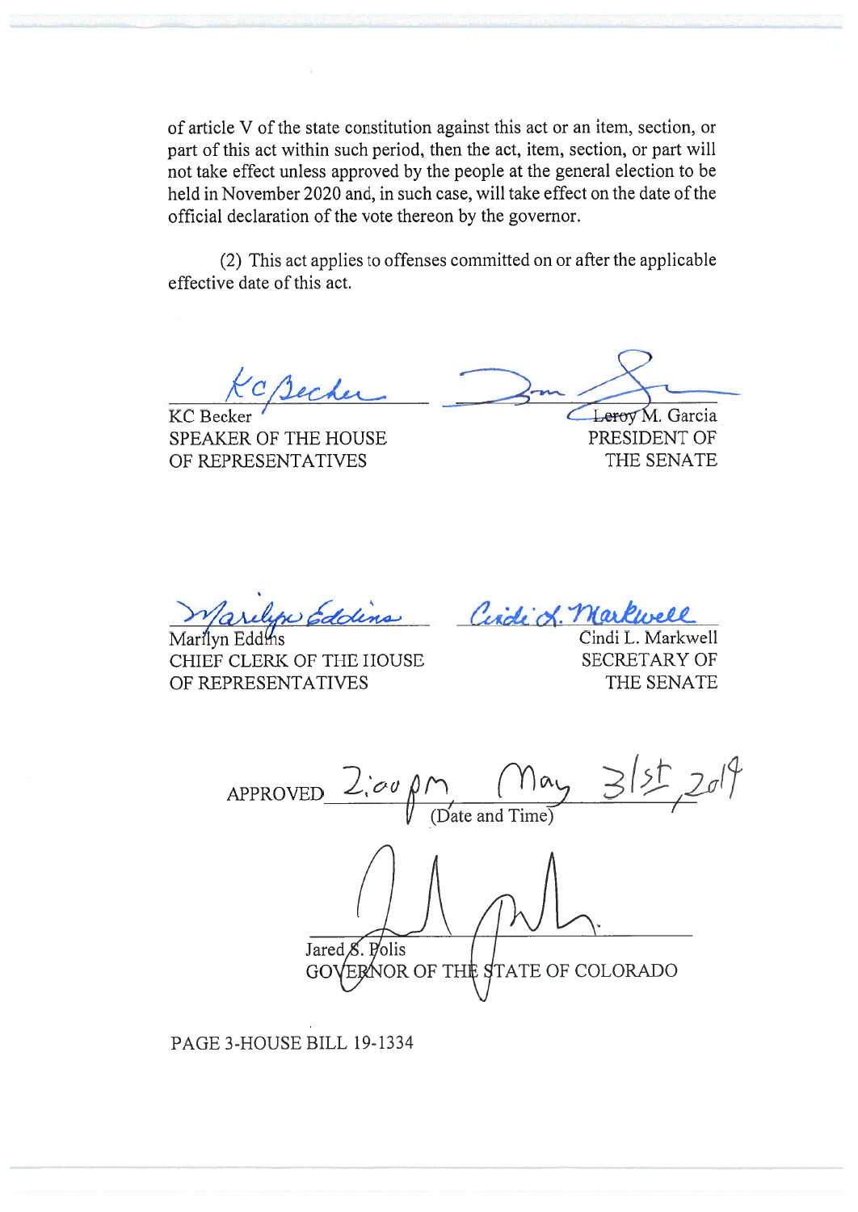of article V of the state constitution against this act or an item, section, or part of this act within such period, then the act, item, section, or part will not take effect unless approved by the people at the general election to be held in November 2020 and, in such case, will take effect on the date of the official declaration of the vote thereon by the governor.

(2) This act applies to offenses committed on or after the applicable effective date of this act.

KC Becker
SPEAKER OF THE HOUSE
OF REPRESENTATIVES

Leroy M. Garcia
PRESIDENT OF
THE SENATE

Marilyn Eddins
CHIEF CLERK OF THE HOUSE
OF REPRESENTATIVES

Cindi L. Markwell
SECRETARY OF
THE SENATE

APPROVED 2:00 pm May 31st, 2019
(Date and Time)

Jared S. Polis
GOVERNOR OF THE STATE OF COLORADO

PAGE 3-HOUSE BILL 19-1334